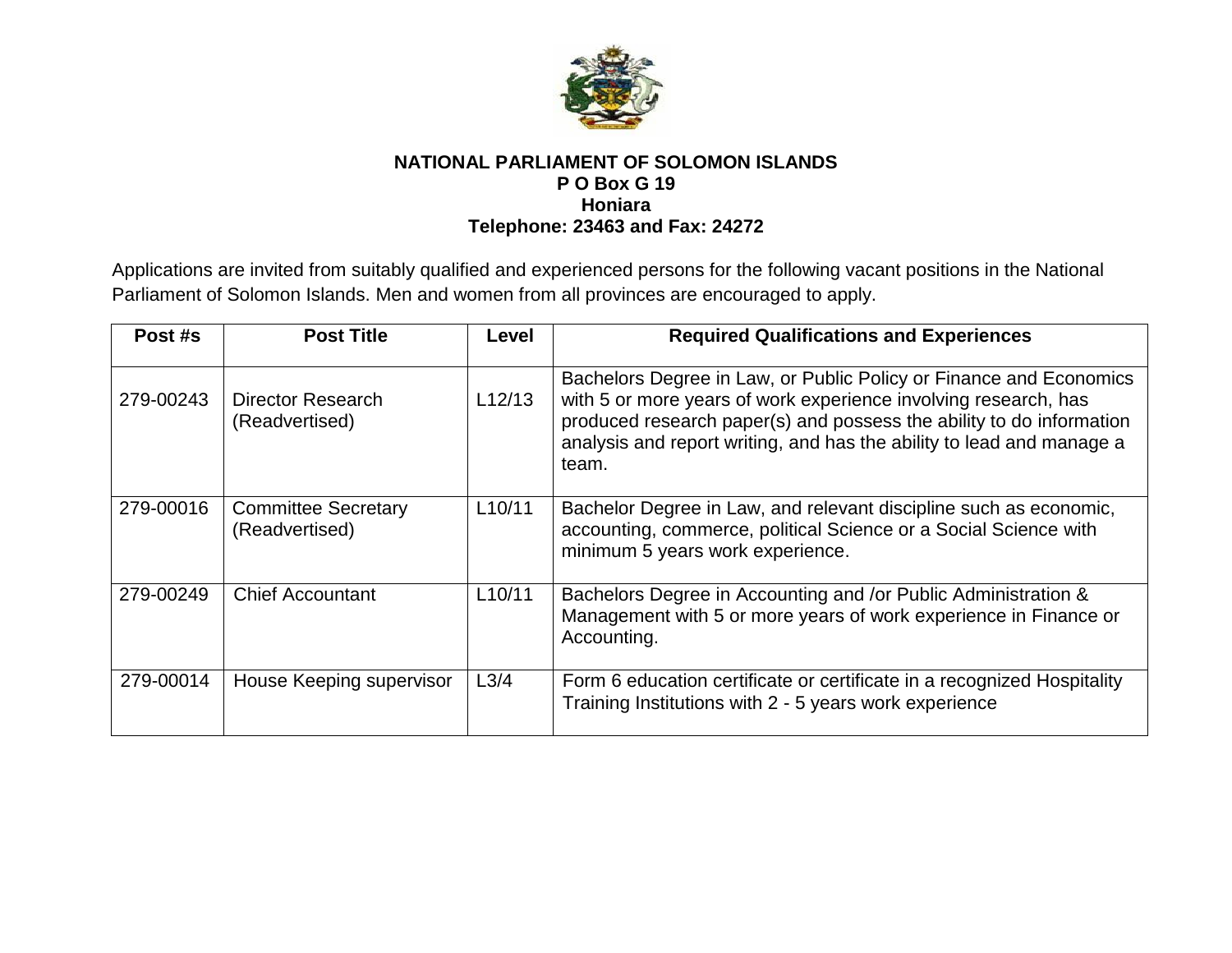**NATIONAL PARLIAMENT OF SOLOMON ISLANDS**
**P O Box G 19**
**Honiara**
**Telephone: 23463 and Fax: 24272**

Applications are invited from suitably qualified and experienced persons for the following vacant positions in the National Parliament of Solomon Islands. Men and women from all provinces are encouraged to apply.

| Post #s | Post Title | Level | Required Qualifications and Experiences |
|---|---|---|---|
| 279-00243 | Director Research (Readvertised) | L12/13 | Bachelors Degree in Law, or Public Policy or Finance and Economics with 5 or more years of work experience involving research, has produced research paper(s) and possess the ability to do information analysis and report writing, and has the ability to lead and manage a team. |
| 279-00016 | Committee Secretary (Readvertised) | L10/11 | Bachelor Degree in Law, and relevant discipline such as economic, accounting, commerce, political Science or a Social Science with minimum 5 years work experience. |
| 279-00249 | Chief Accountant | L10/11 | Bachelors Degree in Accounting and /or Public Administration & Management with 5 or more years of work experience in Finance or Accounting. |
| 279-00014 | House Keeping supervisor | L3/4 | Form 6 education certificate or certificate in a recognized Hospitality Training Institutions with 2 - 5 years work experience |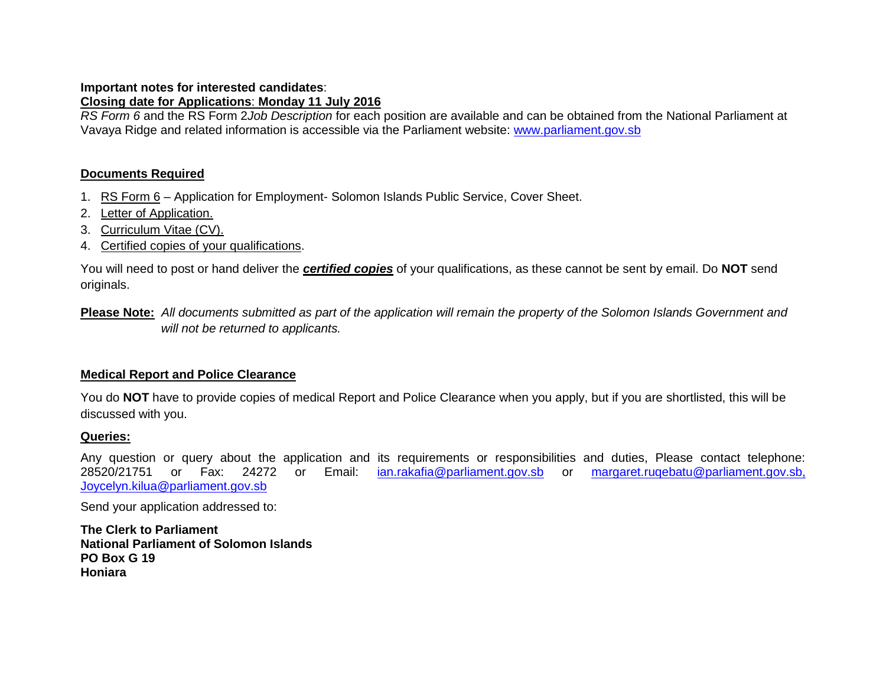**Important notes for interested candidates**:
**Closing date for Applications**: **Monday 11 July 2016**

*RS Form 6* and the RS Form 2*Job Description* for each position are available and can be obtained from the National Parliament at Vavaya Ridge and related information is accessible via the Parliament website: www.parliament.gov.sb

**Documents Required**

1. RS Form 6 – Application for Employment- Solomon Islands Public Service, Cover Sheet.
2. Letter of Application.
3. Curriculum Vitae (CV).
4. Certified copies of your qualifications.

You will need to post or hand deliver the ***certified copies*** of your qualifications, as these cannot be sent by email. Do **NOT** send originals.

**Please Note:** *All documents submitted as part of the application will remain the property of the Solomon Islands Government and will not be returned to applicants.*

**Medical Report and Police Clearance**

You do **NOT** have to provide copies of medical Report and Police Clearance when you apply, but if you are shortlisted, this will be discussed with you.

**Queries:**

Any question or query about the application and its requirements or responsibilities and duties, Please contact telephone: 28520/21751 or Fax: 24272 or Email: ian.rakafia@parliament.gov.sb or margaret.ruqebatu@parliament.gov.sb, Joycelyn.kilua@parliament.gov.sb

Send your application addressed to:

**The Clerk to Parliament**
**National Parliament of Solomon Islands**
**PO Box G 19**
**Honiara**